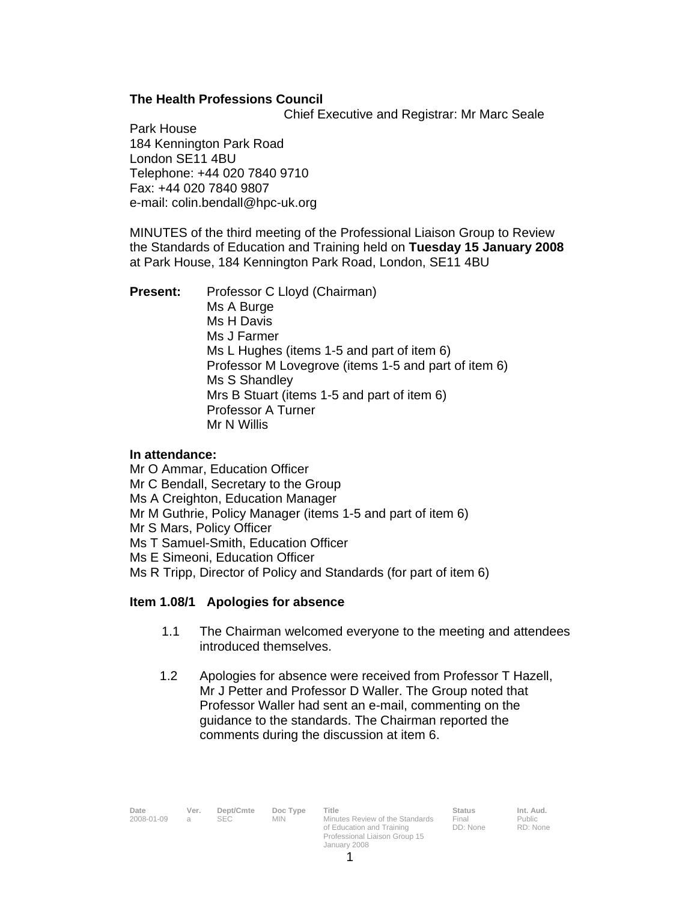**The Health Professions Council**

Chief Executive and Registrar: Mr Marc Seale

Park House
184 Kennington Park Road
London SE11 4BU
Telephone: +44 020 7840 9710
Fax: +44 020 7840 9807
e-mail: colin.bendall@hpc-uk.org

MINUTES of the third meeting of the Professional Liaison Group to Review the Standards of Education and Training held on **Tuesday 15 January 2008** at Park House, 184 Kennington Park Road, London, SE11 4BU

**Present:**
Professor C Lloyd (Chairman)
Ms A Burge
Ms H Davis
Ms J Farmer
Ms L Hughes (items 1-5 and part of item 6)
Professor M Lovegrove (items 1-5 and part of item 6)
Ms S Shandley
Mrs B Stuart (items 1-5 and part of item 6)
Professor A Turner
Mr N Willis

**In attendance:**
Mr O Ammar, Education Officer
Mr C Bendall, Secretary to the Group
Ms A Creighton, Education Manager
Mr M Guthrie, Policy Manager (items 1-5 and part of item 6)
Mr S Mars, Policy Officer
Ms T Samuel-Smith, Education Officer
Ms E Simeoni, Education Officer
Ms R Tripp, Director of Policy and Standards (for part of item 6)

**Item 1.08/1 Apologies for absence**

1.1 The Chairman welcomed everyone to the meeting and attendees introduced themselves.

1.2 Apologies for absence were received from Professor T Hazell, Mr J Petter and Professor D Waller. The Group noted that Professor Waller had sent an e-mail, commenting on the guidance to the standards. The Chairman reported the comments during the discussion at item 6.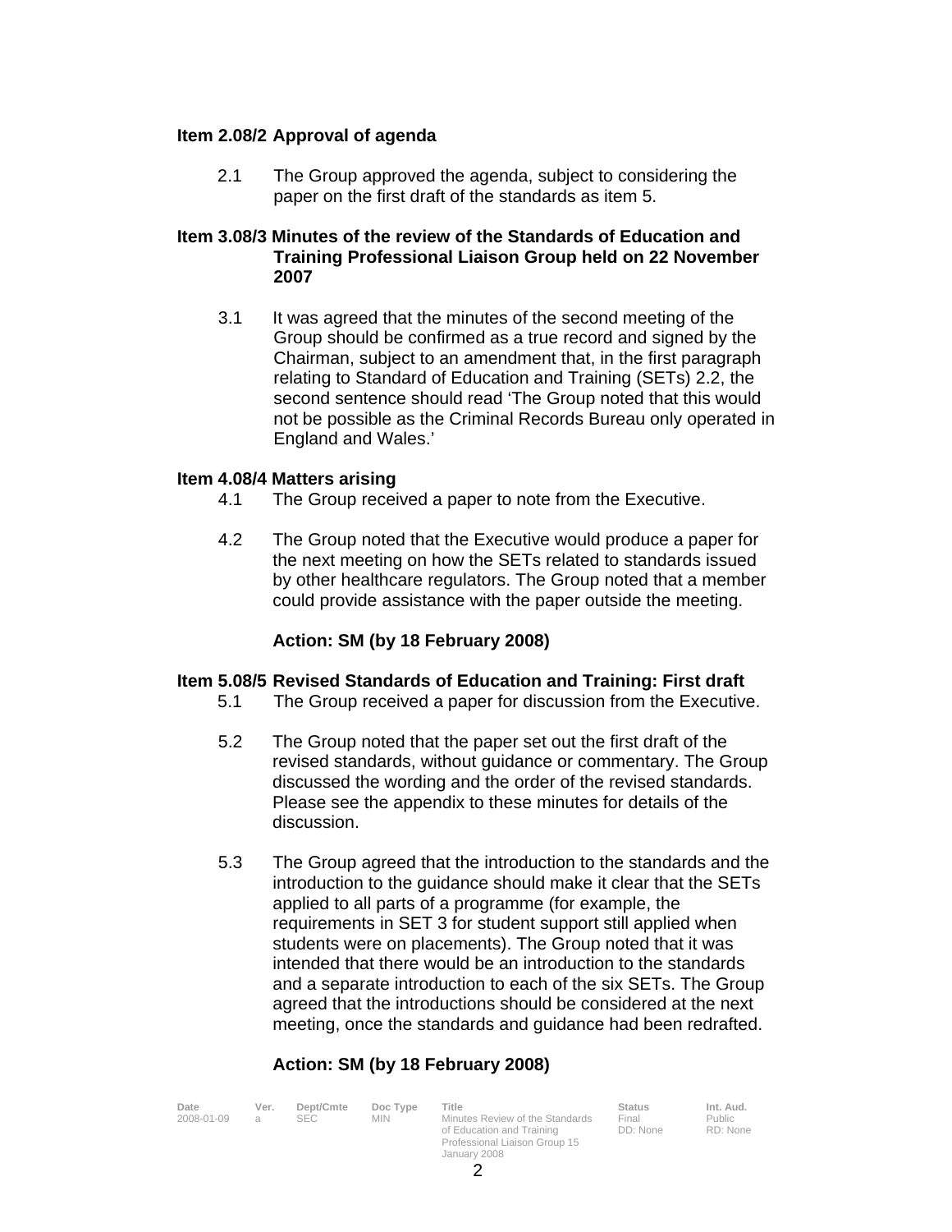**Item 2.08/2 Approval of agenda**

2.1 The Group approved the agenda, subject to considering the paper on the first draft of the standards as item 5.

**Item 3.08/3 Minutes of the review of the Standards of Education and Training Professional Liaison Group held on 22 November 2007**

3.1 It was agreed that the minutes of the second meeting of the Group should be confirmed as a true record and signed by the Chairman, subject to an amendment that, in the first paragraph relating to Standard of Education and Training (SETs) 2.2, the second sentence should read 'The Group noted that this would not be possible as the Criminal Records Bureau only operated in England and Wales.'

**Item 4.08/4 Matters arising**

4.1 The Group received a paper to note from the Executive.

4.2 The Group noted that the Executive would produce a paper for the next meeting on how the SETs related to standards issued by other healthcare regulators. The Group noted that a member could provide assistance with the paper outside the meeting.

**Action: SM (by 18 February 2008)**

**Item 5.08/5 Revised Standards of Education and Training: First draft**

5.1 The Group received a paper for discussion from the Executive.

5.2 The Group noted that the paper set out the first draft of the revised standards, without guidance or commentary. The Group discussed the wording and the order of the revised standards. Please see the appendix to these minutes for details of the discussion.

5.3 The Group agreed that the introduction to the standards and the introduction to the guidance should make it clear that the SETs applied to all parts of a programme (for example, the requirements in SET 3 for student support still applied when students were on placements). The Group noted that it was intended that there would be an introduction to the standards and a separate introduction to each of the six SETs. The Group agreed that the introductions should be considered at the next meeting, once the standards and guidance had been redrafted.

**Action: SM (by 18 February 2008)**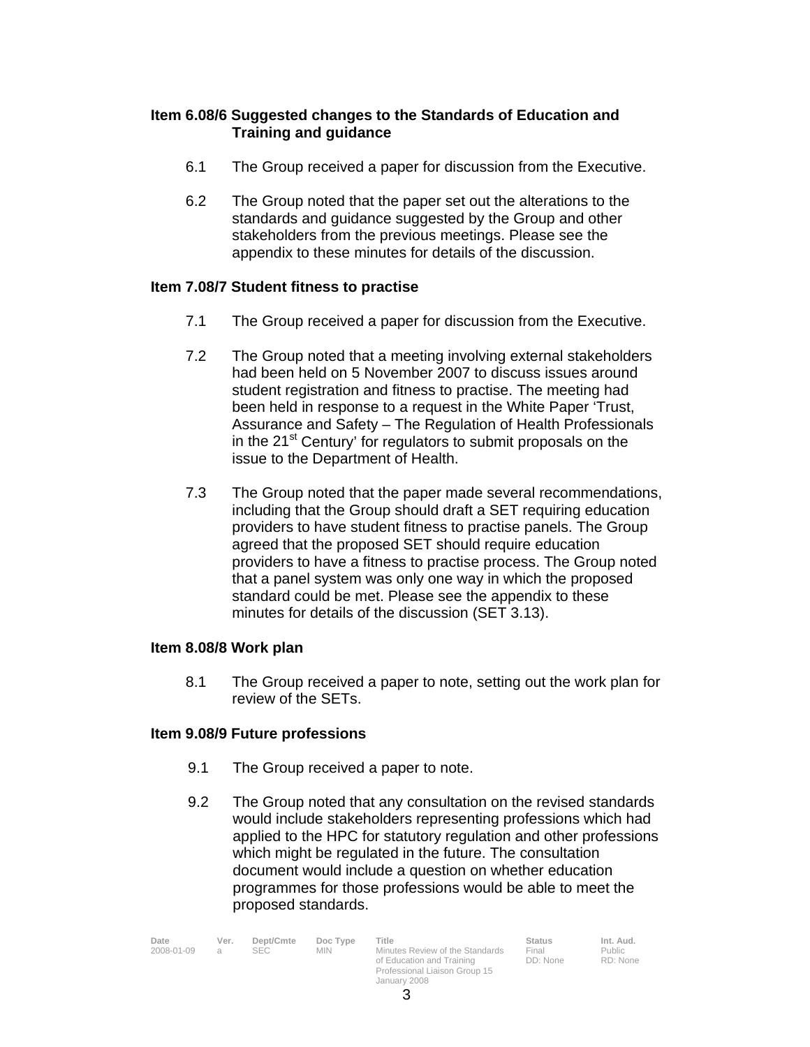**Item 6.08/6 Suggested changes to the Standards of Education and Training and guidance**

6.1 The Group received a paper for discussion from the Executive.

6.2 The Group noted that the paper set out the alterations to the standards and guidance suggested by the Group and other stakeholders from the previous meetings. Please see the appendix to these minutes for details of the discussion.

**Item 7.08/7 Student fitness to practise**

7.1 The Group received a paper for discussion from the Executive.

7.2 The Group noted that a meeting involving external stakeholders had been held on 5 November 2007 to discuss issues around student registration and fitness to practise. The meeting had been held in response to a request in the White Paper 'Trust, Assurance and Safety – The Regulation of Health Professionals in the 21st Century' for regulators to submit proposals on the issue to the Department of Health.

7.3 The Group noted that the paper made several recommendations, including that the Group should draft a SET requiring education providers to have student fitness to practise panels. The Group agreed that the proposed SET should require education providers to have a fitness to practise process. The Group noted that a panel system was only one way in which the proposed standard could be met. Please see the appendix to these minutes for details of the discussion (SET 3.13).

**Item 8.08/8 Work plan**

8.1 The Group received a paper to note, setting out the work plan for review of the SETs.

**Item 9.08/9 Future professions**

9.1 The Group received a paper to note.

9.2 The Group noted that any consultation on the revised standards would include stakeholders representing professions which had applied to the HPC for statutory regulation and other professions which might be regulated in the future. The consultation document would include a question on whether education programmes for those professions would be able to meet the proposed standards.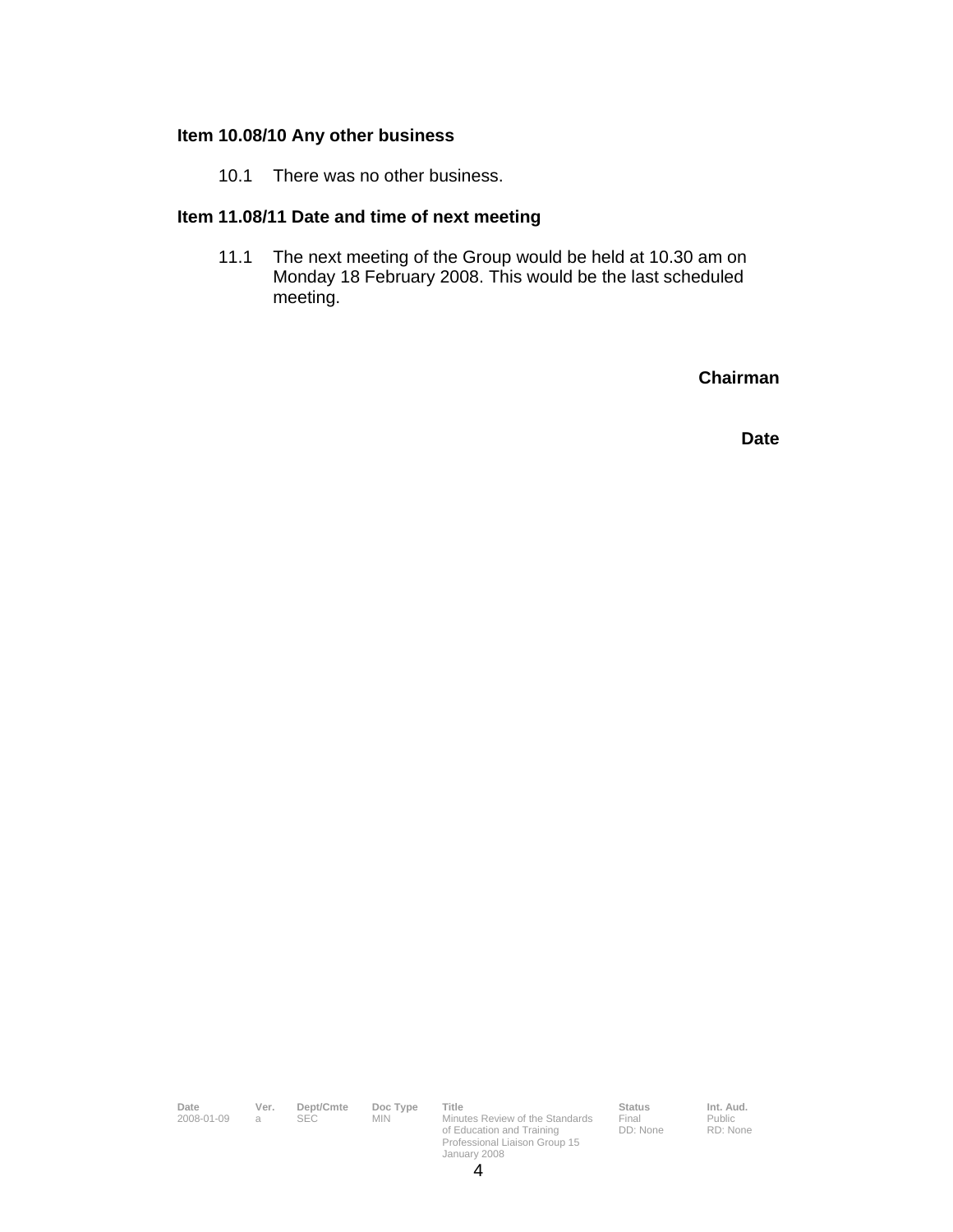**Item 10.08/10 Any other business**

10.1 There was no other business.

**Item 11.08/11 Date and time of next meeting**

11.1 The next meeting of the Group would be held at 10.30 am on Monday 18 February 2008. This would be the last scheduled meeting.

**Chairman**

**Date**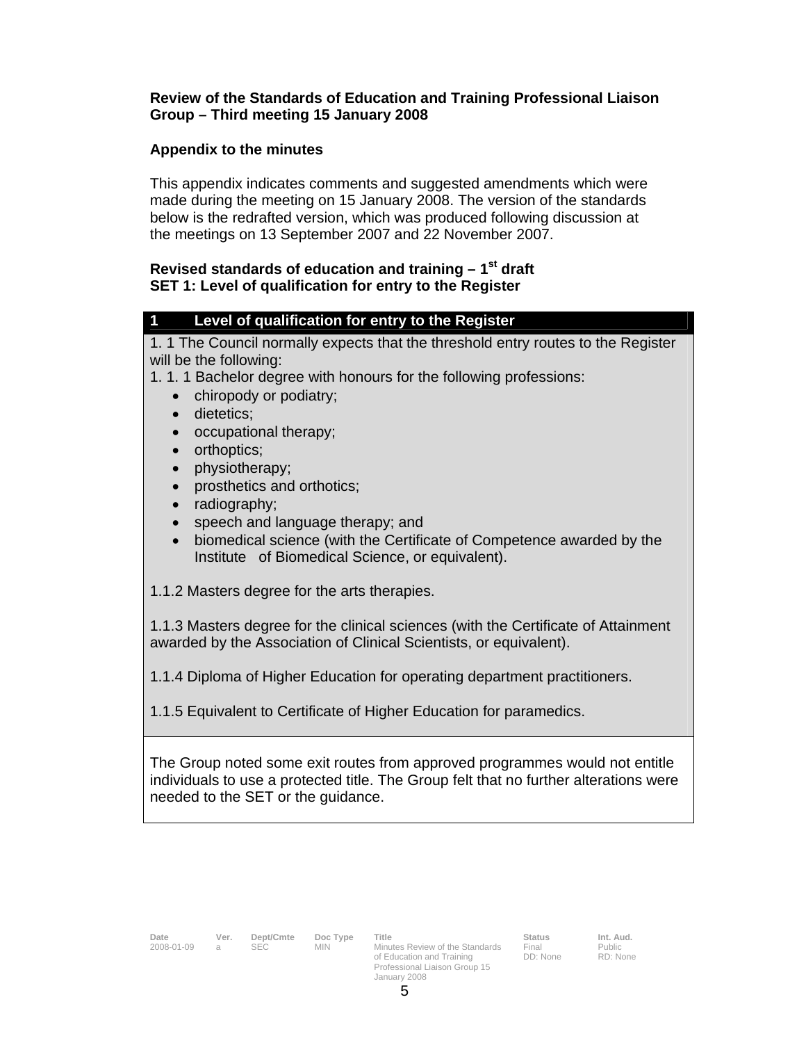**Review of the Standards of Education and Training Professional Liaison Group – Third meeting 15 January 2008**

**Appendix to the minutes**

This appendix indicates comments and suggested amendments which were made during the meeting on 15 January 2008. The version of the standards below is the redrafted version, which was produced following discussion at the meetings on 13 September 2007 and 22 November 2007.

**Revised standards of education and training – 1st draft**
**SET 1: Level of qualification for entry to the Register**

| 1 Level of qualification for entry to the Register |
|---|
| 1. 1 The Council normally expects that the threshold entry routes to the Register will be the following:<br>1. 1. 1 Bachelor degree with honours for the following professions:<br>• chiropody or podiatry;<br>• dietetics;<br>• occupational therapy;<br>• orthoptics;<br>• physiotherapy;<br>• prosthetics and orthotics;<br>• radiography;<br>• speech and language therapy; and<br>• biomedical science (with the Certificate of Competence awarded by the Institute of Biomedical Science, or equivalent).<br><br>1.1.2 Masters degree for the arts therapies.<br><br>1.1.3 Masters degree for the clinical sciences (with the Certificate of Attainment awarded by the Association of Clinical Scientists, or equivalent).<br><br>1.1.4 Diploma of Higher Education for operating department practitioners.<br><br>1.1.5 Equivalent to Certificate of Higher Education for paramedics. |
| The Group noted some exit routes from approved programmes would not entitle individuals to use a protected title. The Group felt that no further alterations were needed to the SET or the guidance. |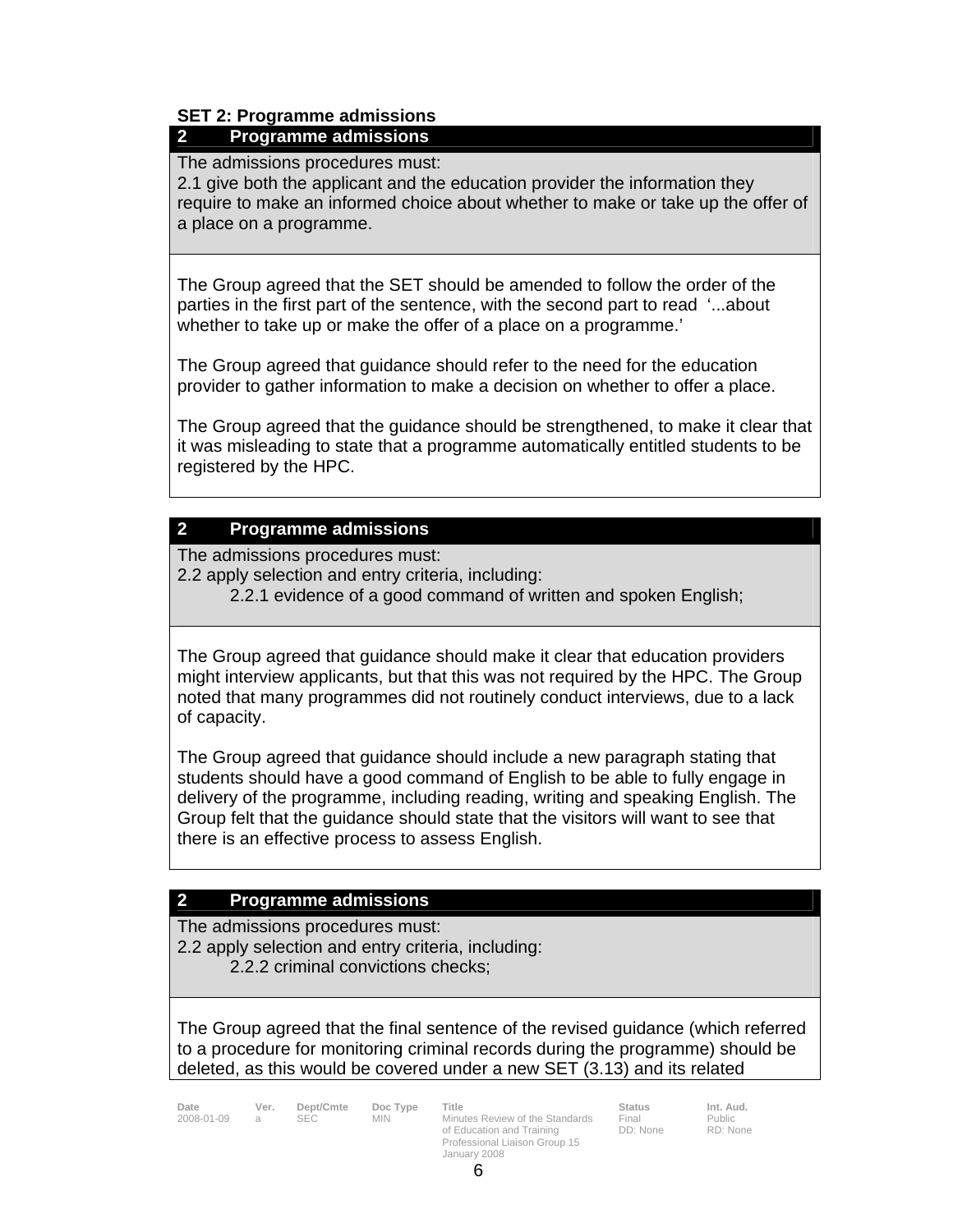**SET 2: Programme admissions**

| **2 Programme admissions** |
|---|
| The admissions procedures must:<br>2.1 give both the applicant and the education provider the information they require to make an informed choice about whether to make or take up the offer of a place on a programme. |
| The Group agreed that the SET should be amended to follow the order of the parties in the first part of the sentence, with the second part to read '...about whether to take up or make the offer of a place on a programme.'<br><br>The Group agreed that guidance should refer to the need for the education provider to gather information to make a decision on whether to offer a place.<br><br>The Group agreed that the guidance should be strengthened, to make it clear that it was misleading to state that a programme automatically entitled students to be registered by the HPC. |

| **2 Programme admissions** |
|---|
| The admissions procedures must:<br>2.2 apply selection and entry criteria, including:<br>2.2.1 evidence of a good command of written and spoken English; |
| The Group agreed that guidance should make it clear that education providers might interview applicants, but that this was not required by the HPC. The Group noted that many programmes did not routinely conduct interviews, due to a lack of capacity.<br><br>The Group agreed that guidance should include a new paragraph stating that students should have a good command of English to be able to fully engage in delivery of the programme, including reading, writing and speaking English. The Group felt that the guidance should state that the visitors will want to see that there is an effective process to assess English. |

| **2 Programme admissions** |
|---|
| The admissions procedures must:<br>2.2 apply selection and entry criteria, including:<br>2.2.2 criminal convictions checks; |
| The Group agreed that the final sentence of the revised guidance (which referred to a procedure for monitoring criminal records during the programme) should be deleted, as this would be covered under a new SET (3.13) and its related |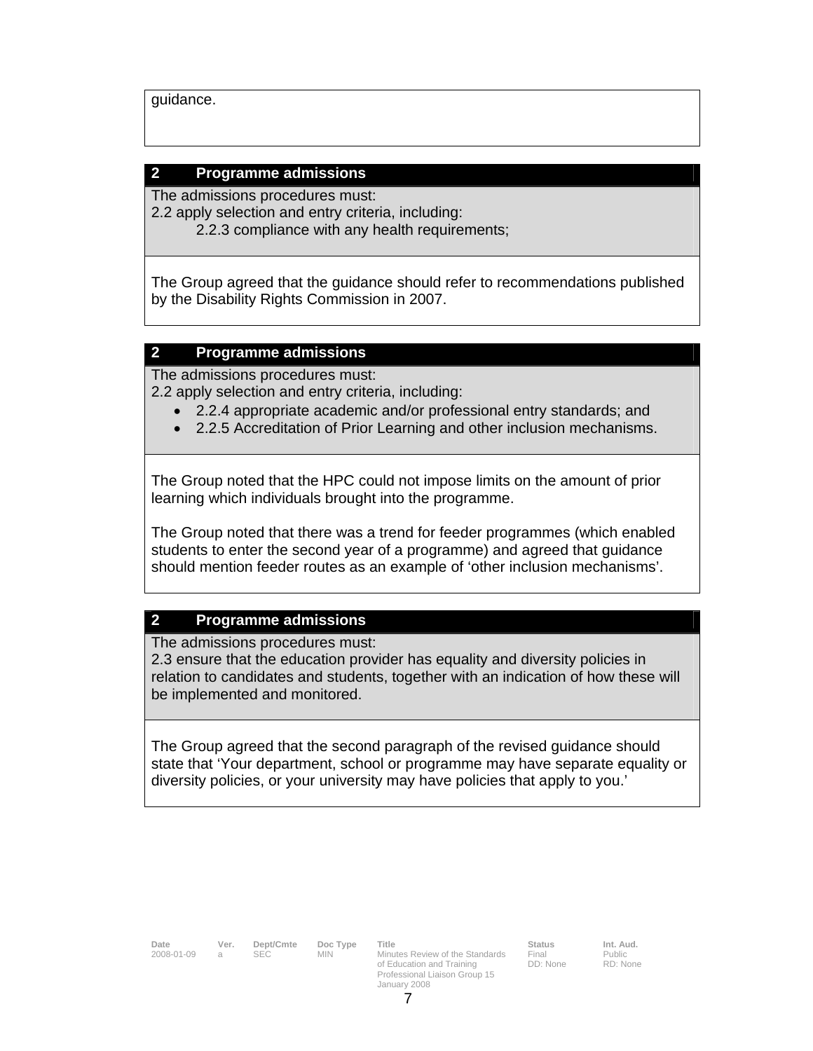guidance.

## 2 Programme admissions

The admissions procedures must:
2.2 apply selection and entry criteria, including:
    2.2.3 compliance with any health requirements;

The Group agreed that the guidance should refer to recommendations published by the Disability Rights Commission in 2007.

## 2 Programme admissions

The admissions procedures must:
2.2 apply selection and entry criteria, including:

- 2.2.4 appropriate academic and/or professional entry standards; and
- 2.2.5 Accreditation of Prior Learning and other inclusion mechanisms.

The Group noted that the HPC could not impose limits on the amount of prior learning which individuals brought into the programme.

The Group noted that there was a trend for feeder programmes (which enabled students to enter the second year of a programme) and agreed that guidance should mention feeder routes as an example of 'other inclusion mechanisms'.

## 2 Programme admissions

The admissions procedures must:
2.3 ensure that the education provider has equality and diversity policies in relation to candidates and students, together with an indication of how these will be implemented and monitored.

The Group agreed that the second paragraph of the revised guidance should state that 'Your department, school or programme may have separate equality or diversity policies, or your university may have policies that apply to you.'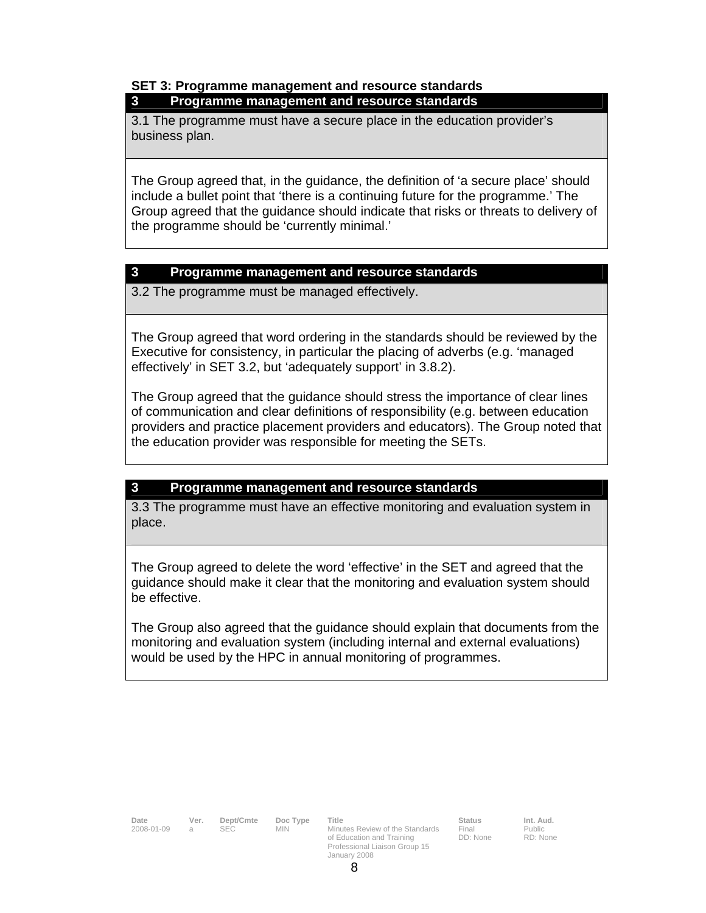**SET 3: Programme management and resource standards**

| 3 Programme management and resource standards |
|---|
| 3.1 The programme must have a secure place in the education provider's business plan. |
| The Group agreed that, in the guidance, the definition of 'a secure place' should include a bullet point that 'there is a continuing future for the programme.' The Group agreed that the guidance should indicate that risks or threats to delivery of the programme should be 'currently minimal.' |

| 3 Programme management and resource standards |
|---|
| 3.2 The programme must be managed effectively. |
| The Group agreed that word ordering in the standards should be reviewed by the Executive for consistency, in particular the placing of adverbs (e.g. 'managed effectively' in SET 3.2, but 'adequately support' in 3.8.2).<br><br>The Group agreed that the guidance should stress the importance of clear lines of communication and clear definitions of responsibility (e.g. between education providers and practice placement providers and educators). The Group noted that the education provider was responsible for meeting the SETs. |

| 3 Programme management and resource standards |
|---|
| 3.3 The programme must have an effective monitoring and evaluation system in place. |
| The Group agreed to delete the word 'effective' in the SET and agreed that the guidance should make it clear that the monitoring and evaluation system should be effective.<br><br>The Group also agreed that the guidance should explain that documents from the monitoring and evaluation system (including internal and external evaluations) would be used by the HPC in annual monitoring of programmes. |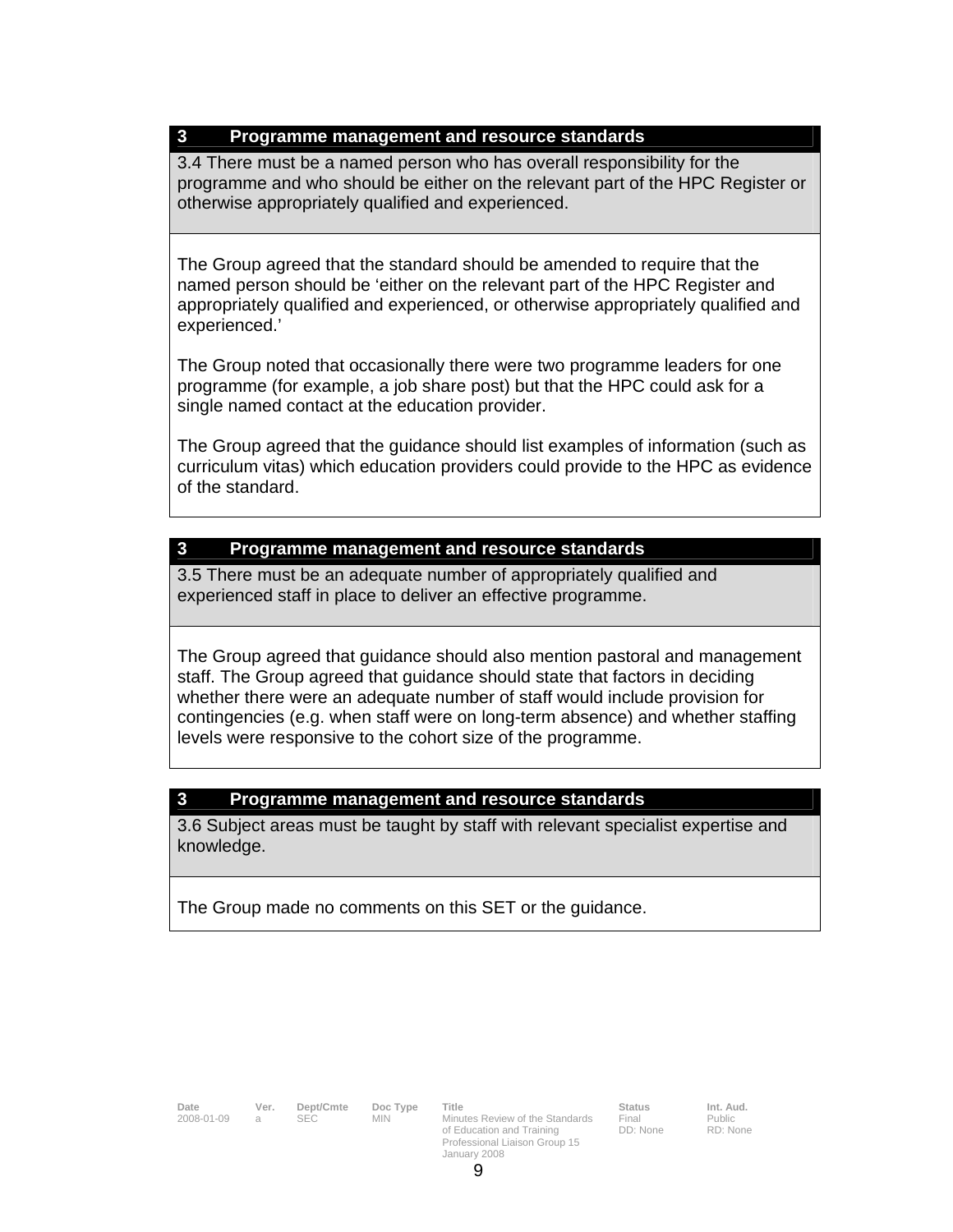### 3 Programme management and resource standards

**3.4 There must be a named person who has overall responsibility for the programme and who should be either on the relevant part of the HPC Register or otherwise appropriately qualified and experienced.**

The Group agreed that the standard should be amended to require that the named person should be 'either on the relevant part of the HPC Register and appropriately qualified and experienced, or otherwise appropriately qualified and experienced.'

The Group noted that occasionally there were two programme leaders for one programme (for example, a job share post) but that the HPC could ask for a single named contact at the education provider.

The Group agreed that the guidance should list examples of information (such as curriculum vitas) which education providers could provide to the HPC as evidence of the standard.

### 3 Programme management and resource standards

**3.5 There must be an adequate number of appropriately qualified and experienced staff in place to deliver an effective programme.**

The Group agreed that guidance should also mention pastoral and management staff. The Group agreed that guidance should state that factors in deciding whether there were an adequate number of staff would include provision for contingencies (e.g. when staff were on long-term absence) and whether staffing levels were responsive to the cohort size of the programme.

### 3 Programme management and resource standards

**3.6 Subject areas must be taught by staff with relevant specialist expertise and knowledge.**

The Group made no comments on this SET or the guidance.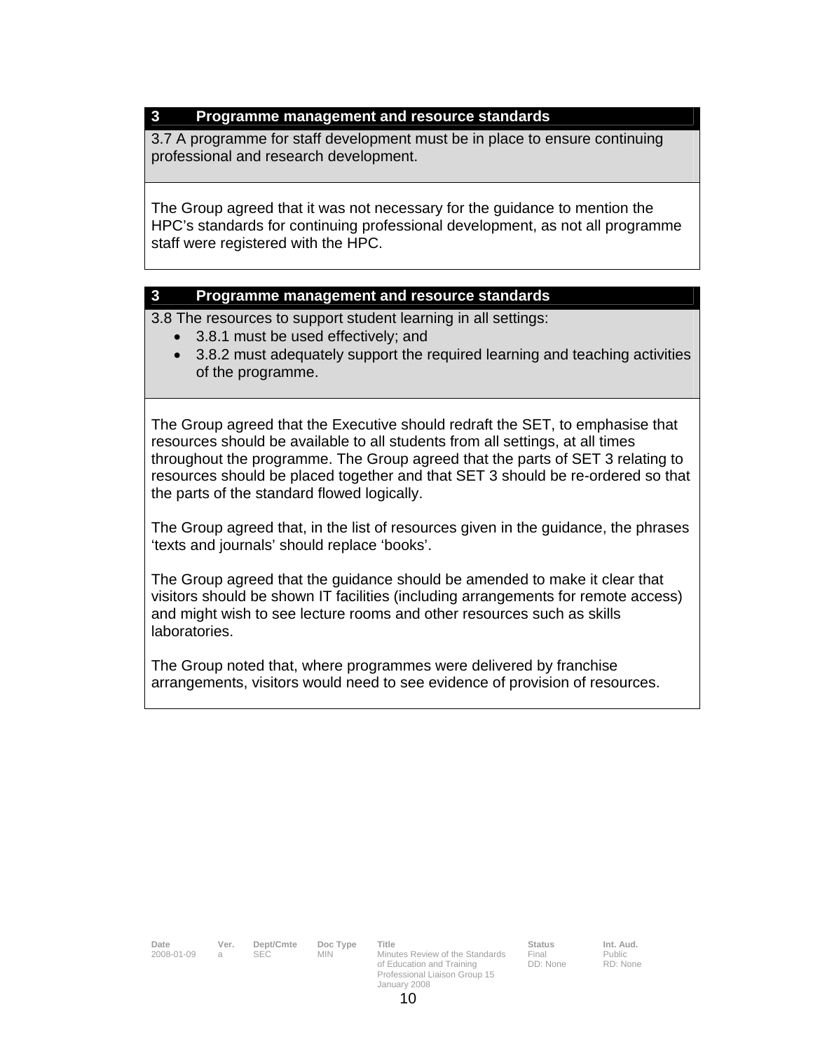| 3 Programme management and resource standards |
|---|
| 3.7 A programme for staff development must be in place to ensure continuing professional and research development. |
| The Group agreed that it was not necessary for the guidance to mention the HPC's standards for continuing professional development, as not all programme staff were registered with the HPC. |

| 3 Programme management and resource standards |
|---|
| 3.8 The resources to support student learning in all settings:<br>• 3.8.1 must be used effectively; and<br>• 3.8.2 must adequately support the required learning and teaching activities of the programme. |
| The Group agreed that the Executive should redraft the SET, to emphasise that resources should be available to all students from all settings, at all times throughout the programme. The Group agreed that the parts of SET 3 relating to resources should be placed together and that SET 3 should be re-ordered so that the parts of the standard flowed logically.<br><br>The Group agreed that, in the list of resources given in the guidance, the phrases 'texts and journals' should replace 'books'.<br><br>The Group agreed that the guidance should be amended to make it clear that visitors should be shown IT facilities (including arrangements for remote access) and might wish to see lecture rooms and other resources such as skills laboratories.<br><br>The Group noted that, where programmes were delivered by franchise arrangements, visitors would need to see evidence of provision of resources. |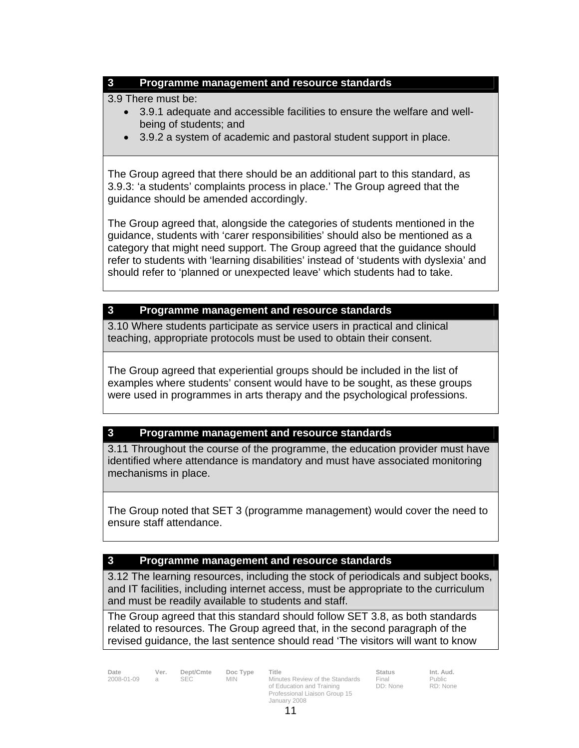| 3 Programme management and resource standards |
|---|
| 3.9 There must be:<br>• 3.9.1 adequate and accessible facilities to ensure the welfare and well-being of students; and<br>• 3.9.2 a system of academic and pastoral student support in place. |
| The Group agreed that there should be an additional part to this standard, as 3.9.3: 'a students' complaints process in place.' The Group agreed that the guidance should be amended accordingly.<br><br>The Group agreed that, alongside the categories of students mentioned in the guidance, students with 'carer responsibilities' should also be mentioned as a category that might need support. The Group agreed that the guidance should refer to students with 'learning disabilities' instead of 'students with dyslexia' and should refer to 'planned or unexpected leave' which students had to take. |

| 3 Programme management and resource standards |
|---|
| 3.10 Where students participate as service users in practical and clinical teaching, appropriate protocols must be used to obtain their consent. |
| The Group agreed that experiential groups should be included in the list of examples where students' consent would have to be sought, as these groups were used in programmes in arts therapy and the psychological professions. |

| 3 Programme management and resource standards |
|---|
| 3.11 Throughout the course of the programme, the education provider must have identified where attendance is mandatory and must have associated monitoring mechanisms in place. |
| The Group noted that SET 3 (programme management) would cover the need to ensure staff attendance. |

| 3 Programme management and resource standards |
|---|
| 3.12 The learning resources, including the stock of periodicals and subject books, and IT facilities, including internet access, must be appropriate to the curriculum and must be readily available to students and staff. |
| The Group agreed that this standard should follow SET 3.8, as both standards related to resources. The Group agreed that, in the second paragraph of the revised guidance, the last sentence should read 'The visitors will want to know |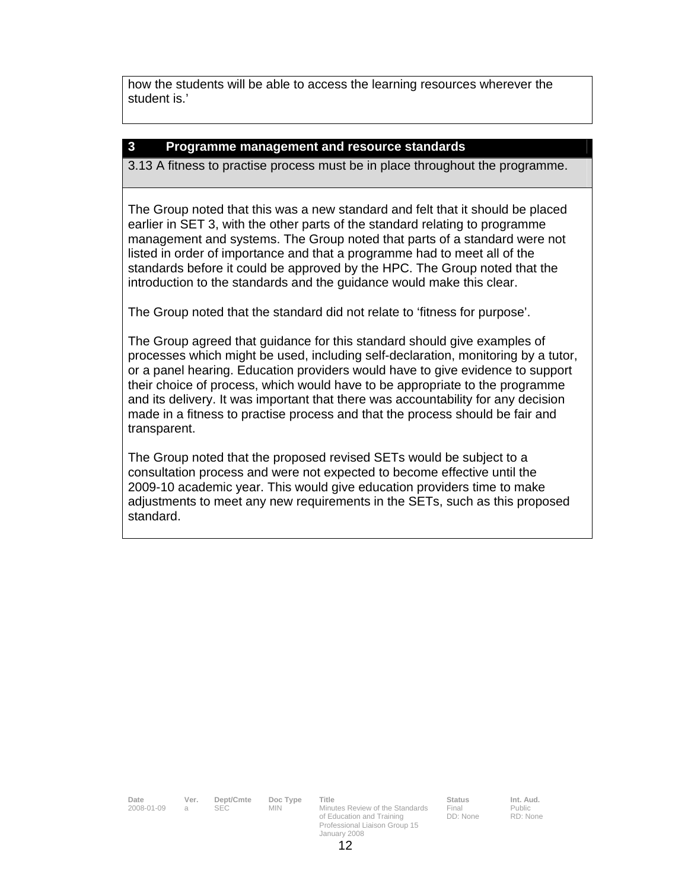how the students will be able to access the learning resources wherever the student is.'

| **3 Programme management and resource standards** |
| --- |
| 3.13 A fitness to practise process must be in place throughout the programme. |

The Group noted that this was a new standard and felt that it should be placed earlier in SET 3, with the other parts of the standard relating to programme management and systems. The Group noted that parts of a standard were not listed in order of importance and that a programme had to meet all of the standards before it could be approved by the HPC. The Group noted that the introduction to the standards and the guidance would make this clear.

The Group noted that the standard did not relate to 'fitness for purpose'.

The Group agreed that guidance for this standard should give examples of processes which might be used, including self-declaration, monitoring by a tutor, or a panel hearing. Education providers would have to give evidence to support their choice of process, which would have to be appropriate to the programme and its delivery. It was important that there was accountability for any decision made in a fitness to practise process and that the process should be fair and transparent.

The Group noted that the proposed revised SETs would be subject to a consultation process and were not expected to become effective until the 2009-10 academic year. This would give education providers time to make adjustments to meet any new requirements in the SETs, such as this proposed standard.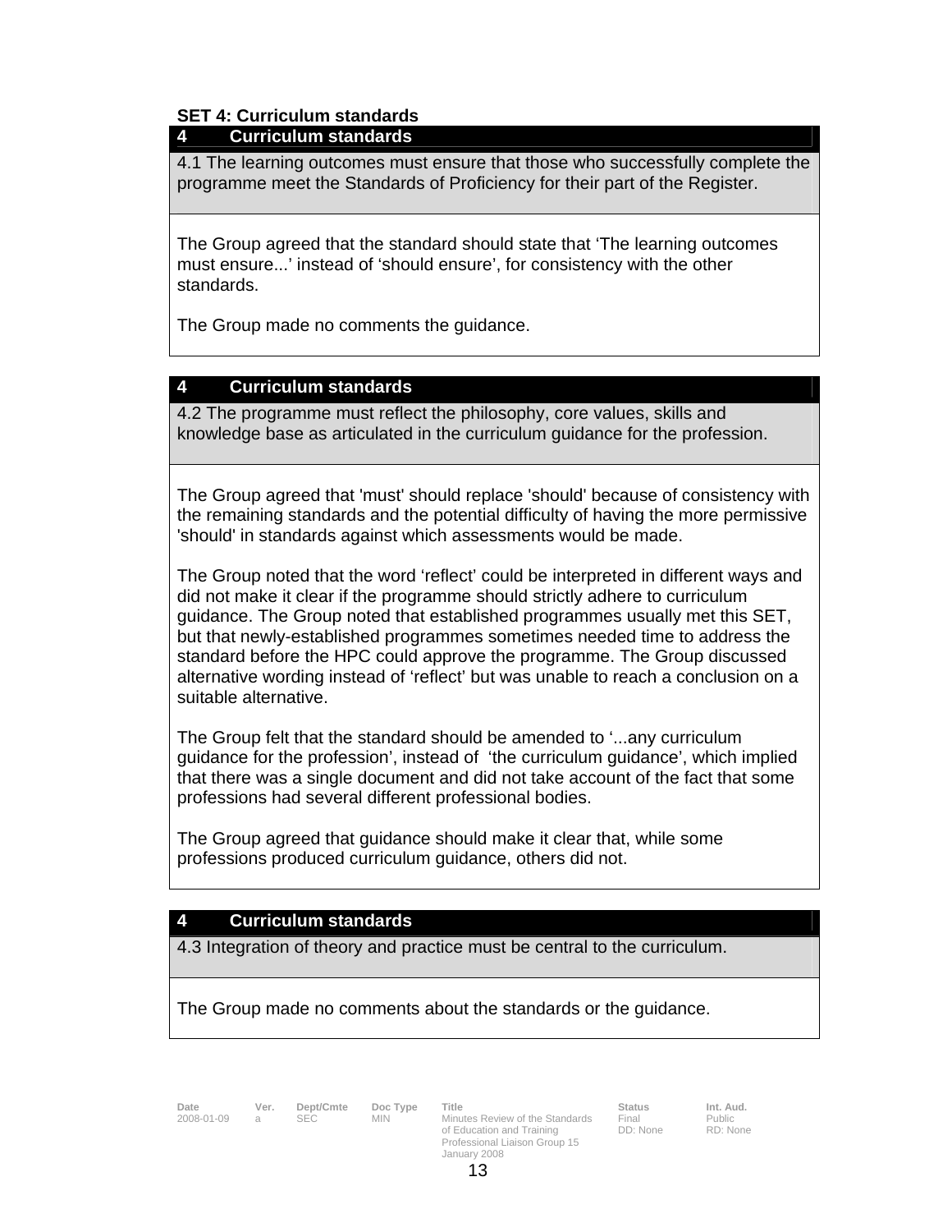**SET 4: Curriculum standards**

| 4 Curriculum standards |
|---|
| 4.1 The learning outcomes must ensure that those who successfully complete the programme meet the Standards of Proficiency for their part of the Register. |
| The Group agreed that the standard should state that ‘The learning outcomes must ensure...’ instead of ‘should ensure’, for consistency with the other standards.<br><br>The Group made no comments the guidance. |

| 4 Curriculum standards |
|---|
| 4.2 The programme must reflect the philosophy, core values, skills and knowledge base as articulated in the curriculum guidance for the profession. |
| The Group agreed that 'must' should replace 'should' because of consistency with the remaining standards and the potential difficulty of having the more permissive 'should' in standards against which assessments would be made.<br><br>The Group noted that the word ‘reflect’ could be interpreted in different ways and did not make it clear if the programme should strictly adhere to curriculum guidance. The Group noted that established programmes usually met this SET, but that newly-established programmes sometimes needed time to address the standard before the HPC could approve the programme. The Group discussed alternative wording instead of ‘reflect’ but was unable to reach a conclusion on a suitable alternative.<br><br>The Group felt that the standard should be amended to ‘...any curriculum guidance for the profession’, instead of ‘the curriculum guidance’, which implied that there was a single document and did not take account of the fact that some professions had several different professional bodies.<br><br>The Group agreed that guidance should make it clear that, while some professions produced curriculum guidance, others did not. |

| 4 Curriculum standards |
|---|
| 4.3 Integration of theory and practice must be central to the curriculum. |
| The Group made no comments about the standards or the guidance. |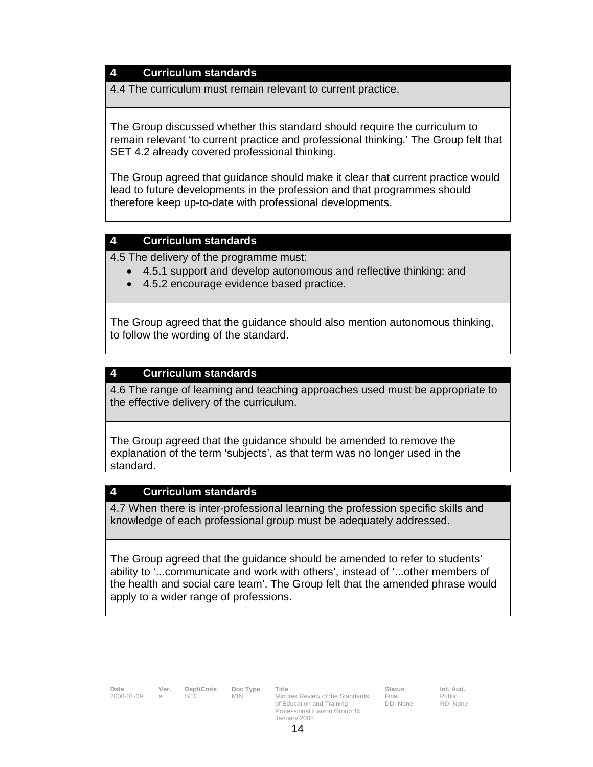| 4 Curriculum standards |
| --- |
| 4.4 The curriculum must remain relevant to current practice. |
| The Group discussed whether this standard should require the curriculum to remain relevant 'to current practice and professional thinking.' The Group felt that SET 4.2 already covered professional thinking.<br><br>The Group agreed that guidance should make it clear that current practice would lead to future developments in the profession and that programmes should therefore keep up-to-date with professional developments. |

| 4 Curriculum standards |
| --- |
| 4.5 The delivery of the programme must:<br>• 4.5.1 support and develop autonomous and reflective thinking: and<br>• 4.5.2 encourage evidence based practice. |
| The Group agreed that the guidance should also mention autonomous thinking, to follow the wording of the standard. |

| 4 Curriculum standards |
| --- |
| 4.6 The range of learning and teaching approaches used must be appropriate to the effective delivery of the curriculum. |
| The Group agreed that the guidance should be amended to remove the explanation of the term 'subjects', as that term was no longer used in the standard. |

| 4 Curriculum standards |
| --- |
| 4.7 When there is inter-professional learning the profession specific skills and knowledge of each professional group must be adequately addressed. |
| The Group agreed that the guidance should be amended to refer to students' ability to '...communicate and work with others', instead of '...other members of the health and social care team'. The Group felt that the amended phrase would apply to a wider range of professions. |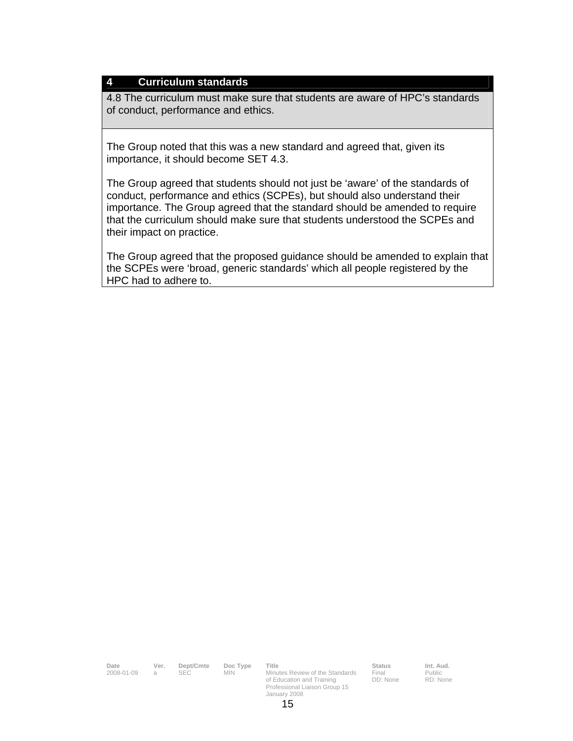| 4 Curriculum standards |
| --- |
| 4.8 The curriculum must make sure that students are aware of HPC's standards of conduct, performance and ethics. |
| The Group noted that this was a new standard and agreed that, given its importance, it should become SET 4.3.<br><br>The Group agreed that students should not just be 'aware' of the standards of conduct, performance and ethics (SCPEs), but should also understand their importance. The Group agreed that the standard should be amended to require that the curriculum should make sure that students understood the SCPEs and their impact on practice.<br><br>The Group agreed that the proposed guidance should be amended to explain that the SCPEs were 'broad, generic standards' which all people registered by the HPC had to adhere to. |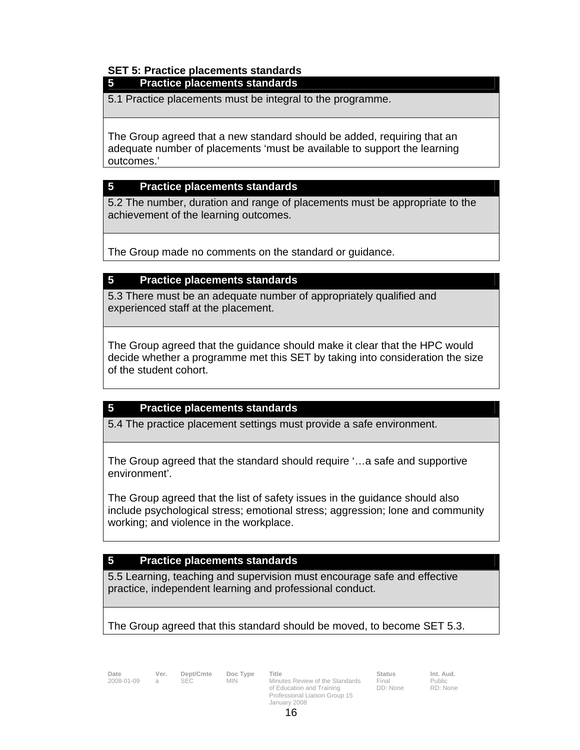**SET 5: Practice placements standards**

| 5 Practice placements standards |
|---|
| 5.1 Practice placements must be integral to the programme. |
| The Group agreed that a new standard should be added, requiring that an adequate number of placements 'must be available to support the learning outcomes.' |

| 5 Practice placements standards |
|---|
| 5.2 The number, duration and range of placements must be appropriate to the achievement of the learning outcomes. |
| The Group made no comments on the standard or guidance. |

| 5 Practice placements standards |
|---|
| 5.3 There must be an adequate number of appropriately qualified and experienced staff at the placement. |
| The Group agreed that the guidance should make it clear that the HPC would decide whether a programme met this SET by taking into consideration the size of the student cohort. |

| 5 Practice placements standards |
|---|
| 5.4 The practice placement settings must provide a safe environment. |
| The Group agreed that the standard should require '…a safe and supportive environment'.<br><br>The Group agreed that the list of safety issues in the guidance should also include psychological stress; emotional stress; aggression; lone and community working; and violence in the workplace. |

| 5 Practice placements standards |
|---|
| 5.5 Learning, teaching and supervision must encourage safe and effective practice, independent learning and professional conduct. |
| The Group agreed that this standard should be moved, to become SET 5.3. |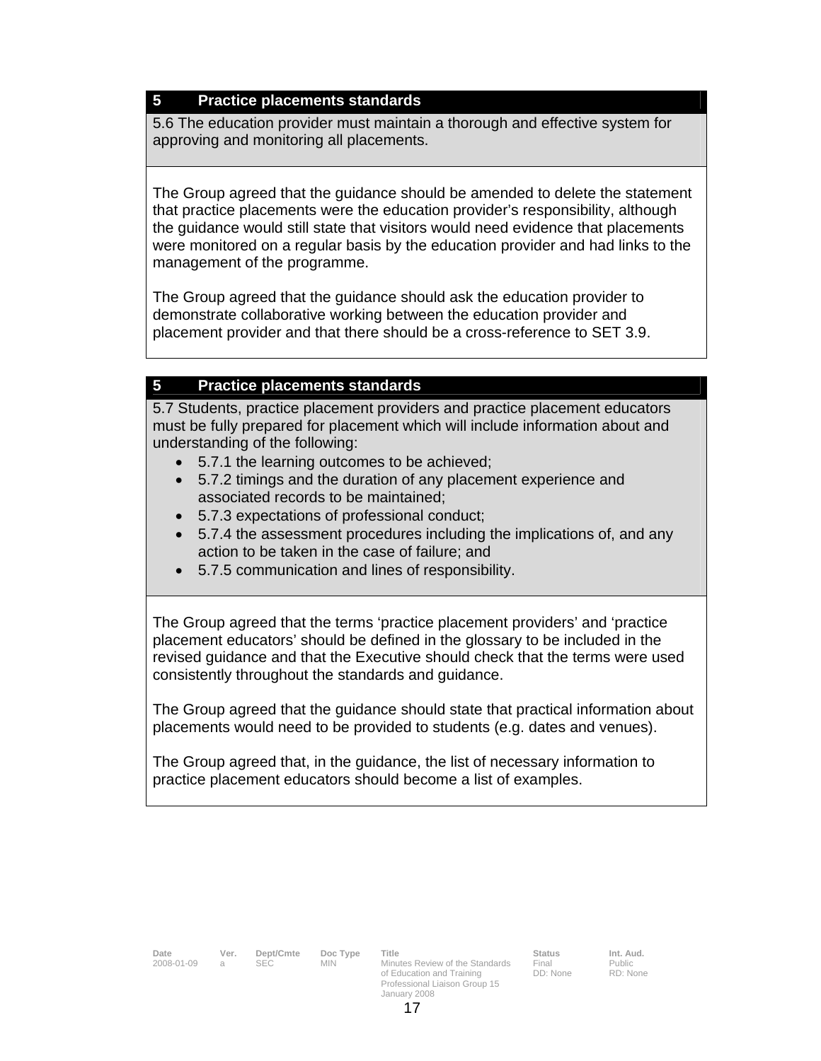| 5 | Practice placements standards |
|---|---|
| 5.6 The education provider must maintain a thorough and effective system for approving and monitoring all placements. | |

The Group agreed that the guidance should be amended to delete the statement that practice placements were the education provider's responsibility, although the guidance would still state that visitors would need evidence that placements were monitored on a regular basis by the education provider and had links to the management of the programme.

The Group agreed that the guidance should ask the education provider to demonstrate collaborative working between the education provider and placement provider and that there should be a cross-reference to SET 3.9.

| 5 | Practice placements standards |
|---|---|

5.7 Students, practice placement providers and practice placement educators must be fully prepared for placement which will include information about and understanding of the following:

- 5.7.1 the learning outcomes to be achieved;
- 5.7.2 timings and the duration of any placement experience and associated records to be maintained;
- 5.7.3 expectations of professional conduct;
- 5.7.4 the assessment procedures including the implications of, and any action to be taken in the case of failure; and
- 5.7.5 communication and lines of responsibility.

The Group agreed that the terms 'practice placement providers' and 'practice placement educators' should be defined in the glossary to be included in the revised guidance and that the Executive should check that the terms were used consistently throughout the standards and guidance.

The Group agreed that the guidance should state that practical information about placements would need to be provided to students (e.g. dates and venues).

The Group agreed that, in the guidance, the list of necessary information to practice placement educators should become a list of examples.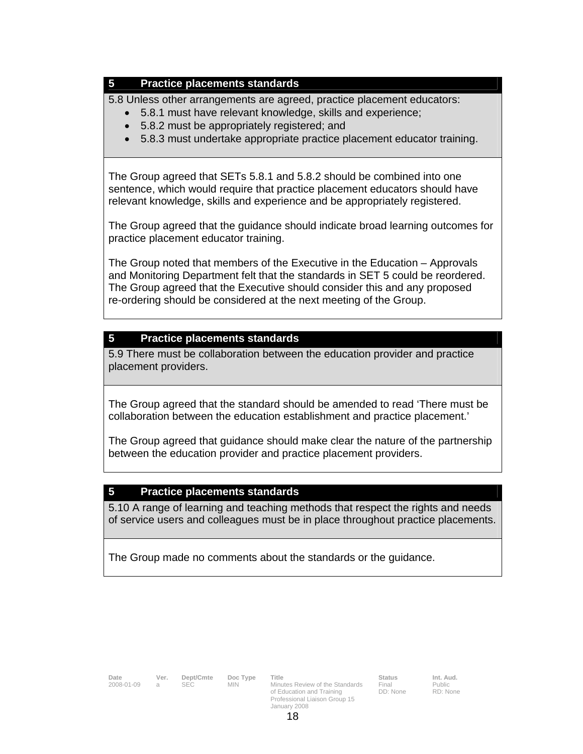| 5 Practice placements standards |
|---|
| 5.8 Unless other arrangements are agreed, practice placement educators:<br>• 5.8.1 must have relevant knowledge, skills and experience;<br>• 5.8.2 must be appropriately registered; and<br>• 5.8.3 must undertake appropriate practice placement educator training. |
| The Group agreed that SETs 5.8.1 and 5.8.2 should be combined into one sentence, which would require that practice placement educators should have relevant knowledge, skills and experience and be appropriately registered.<br><br>The Group agreed that the guidance should indicate broad learning outcomes for practice placement educator training.<br><br>The Group noted that members of the Executive in the Education – Approvals and Monitoring Department felt that the standards in SET 5 could be reordered. The Group agreed that the Executive should consider this and any proposed re-ordering should be considered at the next meeting of the Group. |

| 5 Practice placements standards |
|---|
| 5.9 There must be collaboration between the education provider and practice placement providers. |
| The Group agreed that the standard should be amended to read 'There must be collaboration between the education establishment and practice placement.'<br><br>The Group agreed that guidance should make clear the nature of the partnership between the education provider and practice placement providers. |

| 5 Practice placements standards |
|---|
| 5.10 A range of learning and teaching methods that respect the rights and needs of service users and colleagues must be in place throughout practice placements. |
| The Group made no comments about the standards or the guidance. |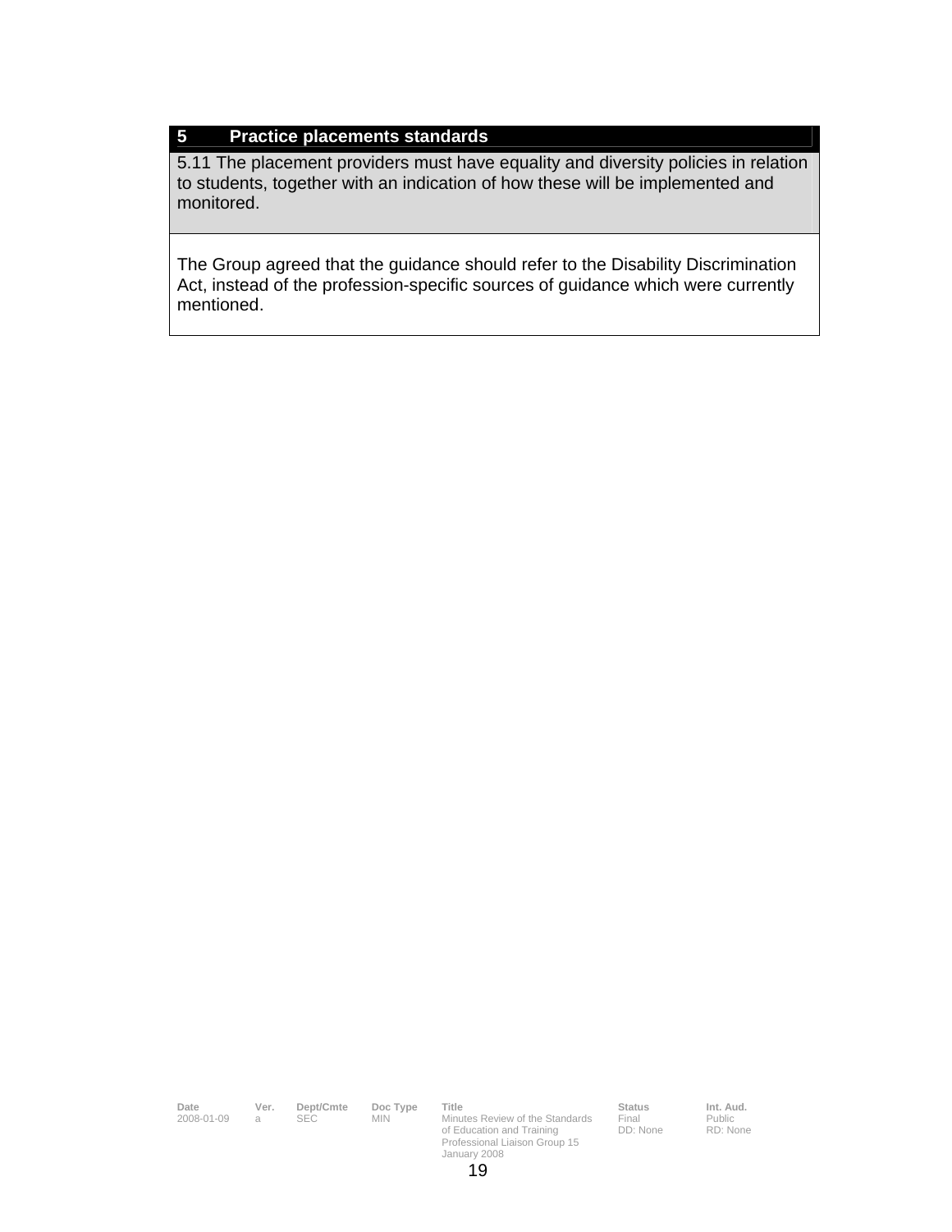| 5 Practice placements standards |
|---|
| 5.11 The placement providers must have equality and diversity policies in relation to students, together with an indication of how these will be implemented and monitored. |
| The Group agreed that the guidance should refer to the Disability Discrimination Act, instead of the profession-specific sources of guidance which were currently mentioned. |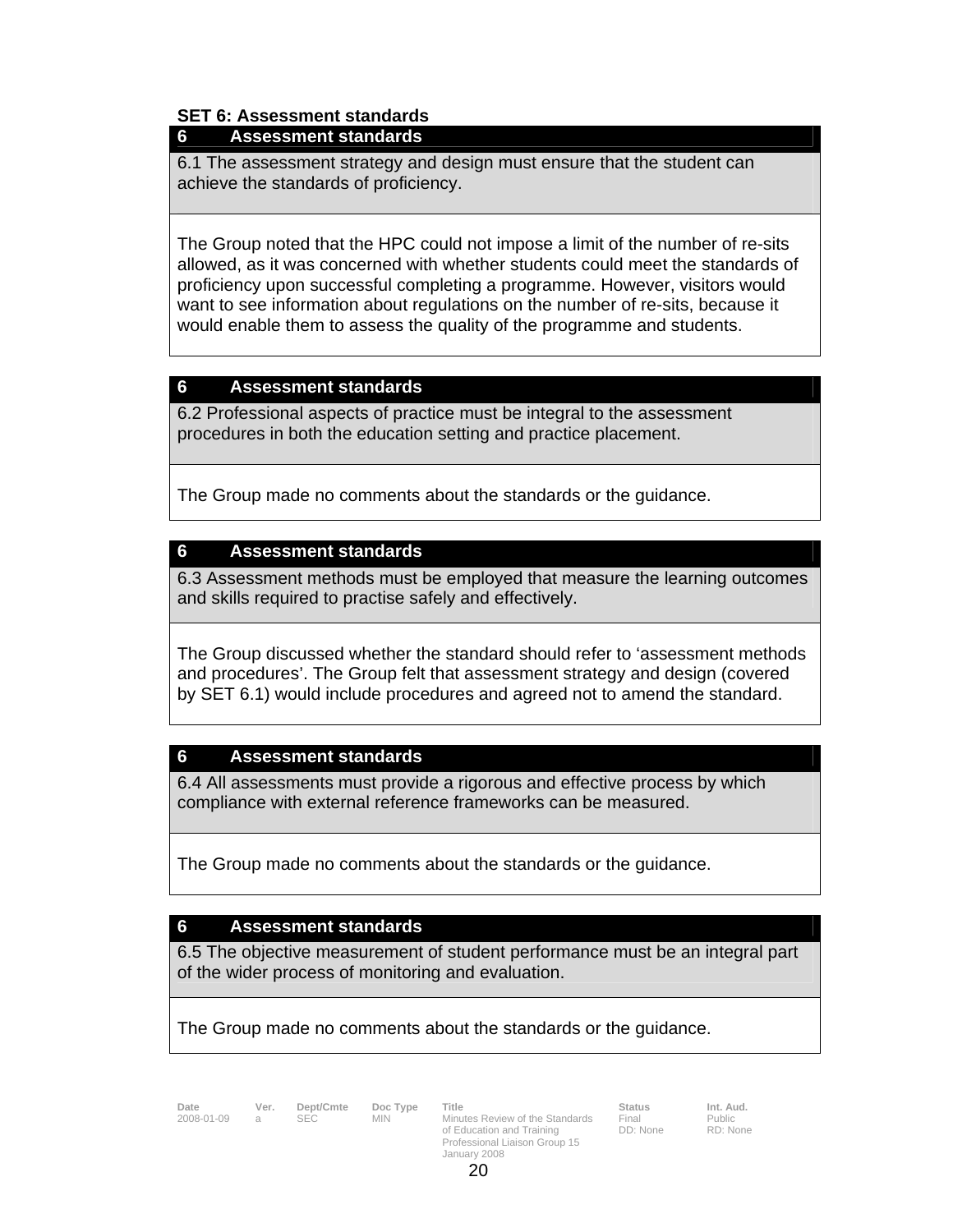**SET 6: Assessment standards**

| 6 Assessment standards |
|---|
| 6.1 The assessment strategy and design must ensure that the student can achieve the standards of proficiency. |
| The Group noted that the HPC could not impose a limit of the number of re-sits allowed, as it was concerned with whether students could meet the standards of proficiency upon successful completing a programme. However, visitors would want to see information about regulations on the number of re-sits, because it would enable them to assess the quality of the programme and students. |

| 6 Assessment standards |
|---|
| 6.2 Professional aspects of practice must be integral to the assessment procedures in both the education setting and practice placement. |
| The Group made no comments about the standards or the guidance. |

| 6 Assessment standards |
|---|
| 6.3 Assessment methods must be employed that measure the learning outcomes and skills required to practise safely and effectively. |
| The Group discussed whether the standard should refer to 'assessment methods and procedures'. The Group felt that assessment strategy and design (covered by SET 6.1) would include procedures and agreed not to amend the standard. |

| 6 Assessment standards |
|---|
| 6.4 All assessments must provide a rigorous and effective process by which compliance with external reference frameworks can be measured. |
| The Group made no comments about the standards or the guidance. |

| 6 Assessment standards |
|---|
| 6.5 The objective measurement of student performance must be an integral part of the wider process of monitoring and evaluation. |
| The Group made no comments about the standards or the guidance. |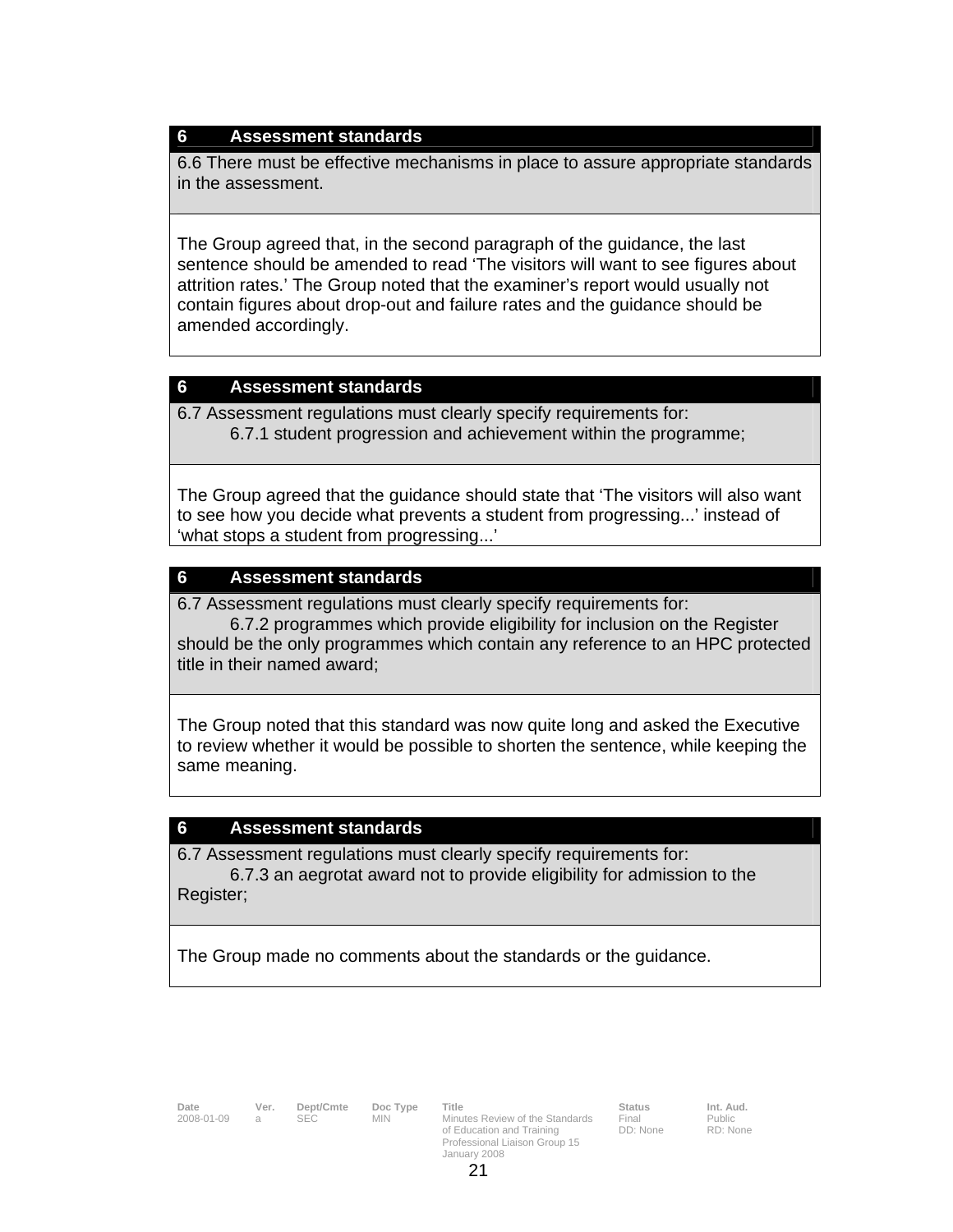| 6 Assessment standards |
|---|
| 6.6 There must be effective mechanisms in place to assure appropriate standards in the assessment. |
| The Group agreed that, in the second paragraph of the guidance, the last sentence should be amended to read 'The visitors will want to see figures about attrition rates.' The Group noted that the examiner's report would usually not contain figures about drop-out and failure rates and the guidance should be amended accordingly. |

| 6 Assessment standards |
|---|
| 6.7 Assessment regulations must clearly specify requirements for: 6.7.1 student progression and achievement within the programme; |
| The Group agreed that the guidance should state that 'The visitors will also want to see how you decide what prevents a student from progressing...' instead of 'what stops a student from progressing...' |

| 6 Assessment standards |
|---|
| 6.7 Assessment regulations must clearly specify requirements for: 6.7.2 programmes which provide eligibility for inclusion on the Register should be the only programmes which contain any reference to an HPC protected title in their named award; |
| The Group noted that this standard was now quite long and asked the Executive to review whether it would be possible to shorten the sentence, while keeping the same meaning. |

| 6 Assessment standards |
|---|
| 6.7 Assessment regulations must clearly specify requirements for: 6.7.3 an aegrotat award not to provide eligibility for admission to the Register; |
| The Group made no comments about the standards or the guidance. |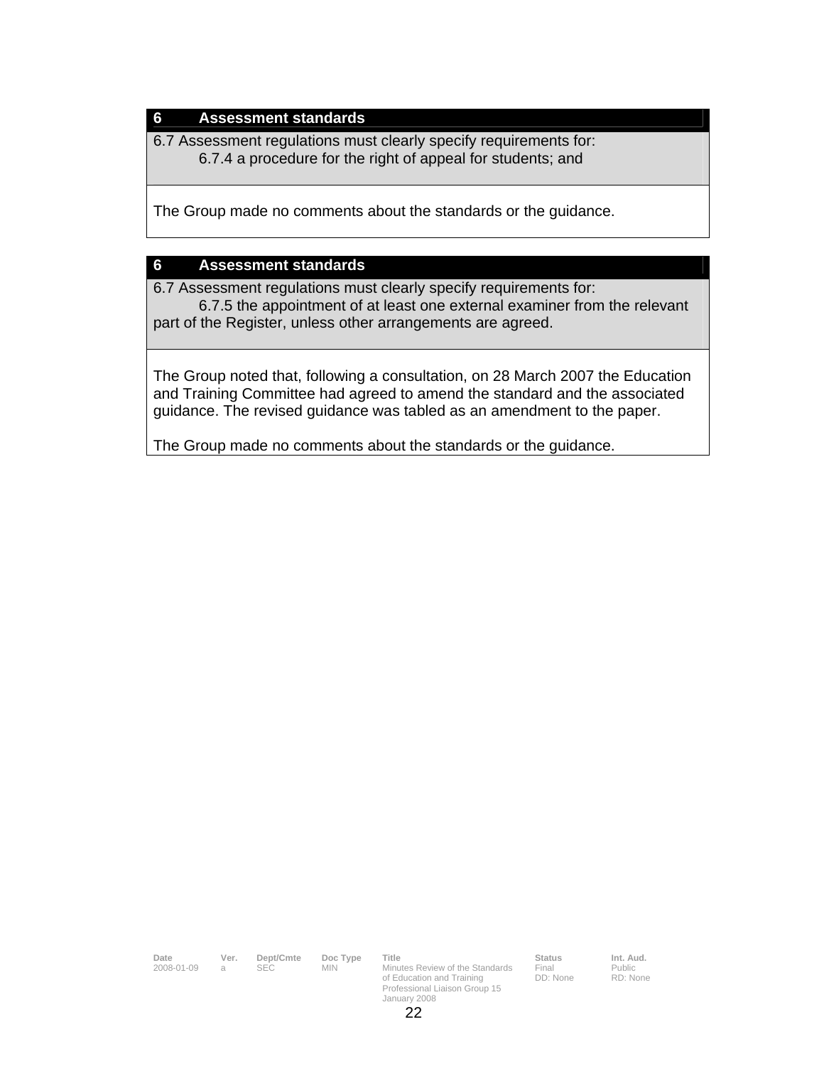| 6 Assessment standards |
| --- |
| 6.7 Assessment regulations must clearly specify requirements for:<br>6.7.4 a procedure for the right of appeal for students; and |
| The Group made no comments about the standards or the guidance. |

| 6 Assessment standards |
| --- |
| 6.7 Assessment regulations must clearly specify requirements for:<br>6.7.5 the appointment of at least one external examiner from the relevant part of the Register, unless other arrangements are agreed. |
| The Group noted that, following a consultation, on 28 March 2007 the Education and Training Committee had agreed to amend the standard and the associated guidance. The revised guidance was tabled as an amendment to the paper.<br><br>The Group made no comments about the standards or the guidance. |